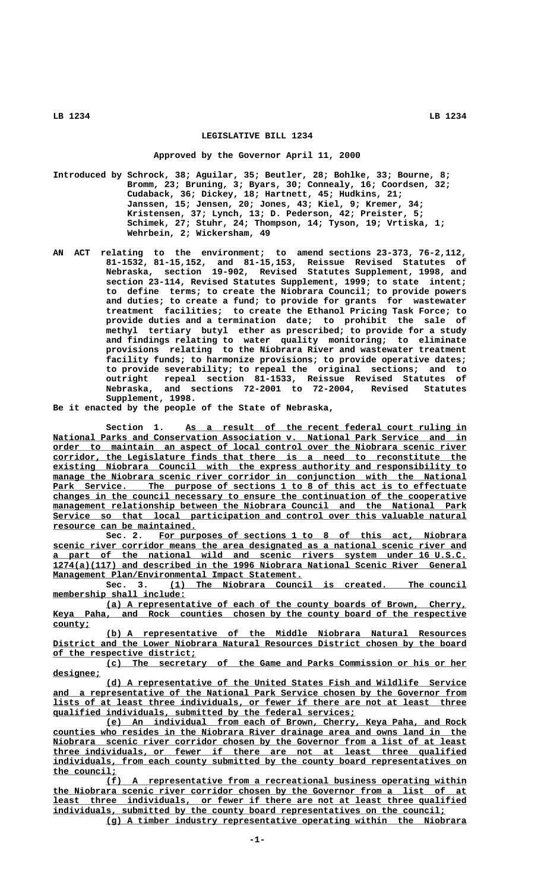# LEGISLATIVE BILL 1234

Approved by the Governor April 11, 2000

Introduced by Schrock, 38; Aguilar, 35; Beutler, 28; Bohlke, 33; Bourne, 8; Bromm, 23; Bruning, 3; Byars, 30; Connealy, 16; Coordsen, 32; Cudaback, 36; Dickey, 18; Hartnett, 45; Hudkins, 21; Janssen, 15; Jensen, 20; Jones, 43; Kiel, 9; Kremer, 34; Kristensen, 37; Lynch, 13; D. Pederson, 42; Preister, 5; Schimek, 27; Stuhr, 24; Thompson, 14; Tyson, 19; Vrtiska, 1; Wehrbein, 2; Wickersham, 49

AN ACT relating to the environment; to amend sections 23-373, 76-2,112, 81-1532, 81-15,152, and 81-15,153, Reissue Revised Statutes of Nebraska, section 19-902, Revised Statutes Supplement, 1998, and section 23-114, Revised Statutes Supplement, 1999; to state intent; to define terms; to create the Niobrara Council; to provide powers and duties; to create a fund; to provide for grants for wastewater treatment facilities; to create the Ethanol Pricing Task Force; to provide duties and a termination date; to prohibit the sale of methyl tertiary butyl ether as prescribed; to provide for a study and findings relating to water quality monitoring; to eliminate provisions relating to the Niobrara River and wastewater treatment facility funds; to harmonize provisions; to provide operative dates; to provide severability; to repeal the original sections; and to outright repeal section 81-1533, Reissue Revised Statutes of Nebraska, and sections 72-2001 to 72-2004, Revised Statutes Supplement, 1998.

Be it enacted by the people of the State of Nebraska,

Section 1. As a result of the recent federal court ruling in National Parks and Conservation Association v. National Park Service and in order to maintain an aspect of local control over the Niobrara scenic river corridor, the Legislature finds that there is a need to reconstitute the existing Niobrara Council with the express authority and responsibility to manage the Niobrara scenic river corridor in conjunction with the National Park Service. The purpose of sections 1 to 8 of this act is to effectuate changes in the council necessary to ensure the continuation of the cooperative management relationship between the Niobrara Council and the National Park Service so that local participation and control over this valuable natural resource can be maintained.

Sec. 2. For purposes of sections 1 to 8 of this act, Niobrara scenic river corridor means the area designated as a national scenic river and a part of the national wild and scenic rivers system under 16 U.S.C. 1274(a)(117) and described in the 1996 Niobrara National Scenic River General Management Plan/Environmental Impact Statement.

Sec. 3. (1) The Niobrara Council is created. The council membership shall include:

(a) A representative of each of the county boards of Brown, Cherry, Keya Paha, and Rock counties chosen by the county board of the respective county;

(b) A representative of the Middle Niobrara Natural Resources District and the Lower Niobrara Natural Resources District chosen by the board of the respective district;

(c) The secretary of the Game and Parks Commission or his or her designee;

(d) A representative of the United States Fish and Wildlife Service and a representative of the National Park Service chosen by the Governor from lists of at least three individuals, or fewer if there are not at least three qualified individuals, submitted by the federal services;

(e) An individual from each of Brown, Cherry, Keya Paha, and Rock counties who resides in the Niobrara River drainage area and owns land in the Niobrara scenic river corridor chosen by the Governor from a list of at least three individuals, or fewer if there are not at least three qualified individuals, from each county submitted by the county board representatives on the council;

(f) A representative from a recreational business operating within the Niobrara scenic river corridor chosen by the Governor from a list of at least three individuals, or fewer if there are not at least three qualified individuals, submitted by the county board representatives on the council;

(g) A timber industry representative operating within the Niobrara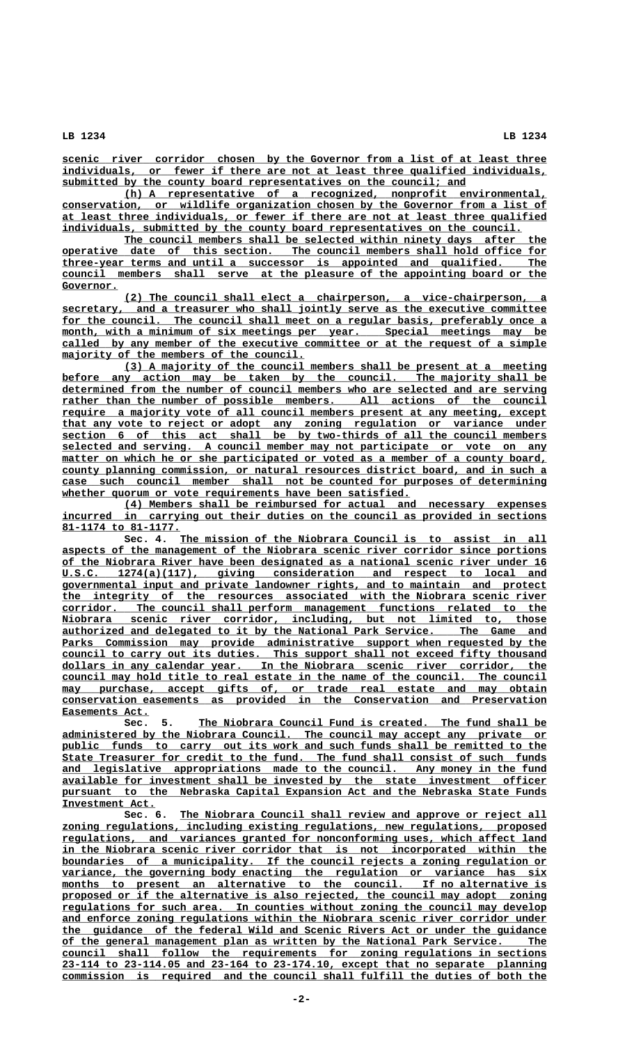scenic river corridor chosen by the Governor from a list of at least three individuals, or fewer if there are not at least three qualified individuals, submitted by the county board representatives on the council; and

(h) A representative of a recognized, nonprofit environmental, conservation, or wildlife organization chosen by the Governor from a list of at least three individuals, or fewer if there are not at least three qualified individuals, submitted by the county board representatives on the council.

The council members shall be selected within ninety days after the operative date of this section. The council members shall hold office for three-year terms and until a successor is appointed and qualified. The council members shall serve at the pleasure of the appointing board or the Governor.

(2) The council shall elect a chairperson, a vice-chairperson, a secretary, and a treasurer who shall jointly serve as the executive committee for the council. The council shall meet on a regular basis, preferably once a month, with a minimum of six meetings per year. Special meetings may be called by any member of the executive committee or at the request of a simple majority of the members of the council.

(3) A majority of the council members shall be present at a meeting before any action may be taken by the council. The majority shall be determined from the number of council members who are selected and are serving rather than the number of possible members. All actions of the council require a majority vote of all council members present at any meeting, except that any vote to reject or adopt any zoning regulation or variance under section 6 of this act shall be by two-thirds of all the council members selected and serving. A council member may not participate or vote on any matter on which he or she participated or voted as a member of a county board, county planning commission, or natural resources district board, and in such a case such council member shall not be counted for purposes of determining whether quorum or vote requirements have been satisfied.

(4) Members shall be reimbursed for actual and necessary expenses incurred in carrying out their duties on the council as provided in sections 81-1174 to 81-1177.

Sec. 4. The mission of the Niobrara Council is to assist in all aspects of the management of the Niobrara scenic river corridor since portions of the Niobrara River have been designated as a national scenic river under 16 U.S.C. 1274(a)(117), giving consideration and respect to local and governmental input and private landowner rights, and to maintain and protect the integrity of the resources associated with the Niobrara scenic river corridor. The council shall perform management functions related to the Niobrara scenic river corridor, including, but not limited to, those authorized and delegated to it by the National Park Service. The Game and Parks Commission may provide administrative support when requested by the council to carry out its duties. This support shall not exceed fifty thousand dollars in any calendar year. In the Niobrara scenic river corridor, the council may hold title to real estate in the name of the council. The council may purchase, accept gifts of, or trade real estate and may obtain conservation easements as provided in the Conservation and Preservation Easements Act.

Sec. 5. The Niobrara Council Fund is created. The fund shall be administered by the Niobrara Council. The council may accept any private or public funds to carry out its work and such funds shall be remitted to the State Treasurer for credit to the fund. The fund shall consist of such funds and legislative appropriations made to the council. Any money in the fund available for investment shall be invested by the state investment officer pursuant to the Nebraska Capital Expansion Act and the Nebraska State Funds Investment Act.

Sec. 6. The Niobrara Council shall review and approve or reject all zoning regulations, including existing regulations, new regulations, proposed regulations, and variances granted for nonconforming uses, which affect land in the Niobrara scenic river corridor that is not incorporated within the boundaries of a municipality. If the council rejects a zoning regulation or variance, the governing body enacting the regulation or variance has six months to present an alternative to the council. If no alternative is proposed or if the alternative is also rejected, the council may adopt zoning regulations for such area. In counties without zoning the council may develop and enforce zoning regulations within the Niobrara scenic river corridor under the guidance of the federal Wild and Scenic Rivers Act or under the guidance of the general management plan as written by the National Park Service. The council shall follow the requirements for zoning regulations in sections 23-114 to 23-114.05 and 23-164 to 23-174.10, except that no separate planning commission is required and the council shall fulfill the duties of both the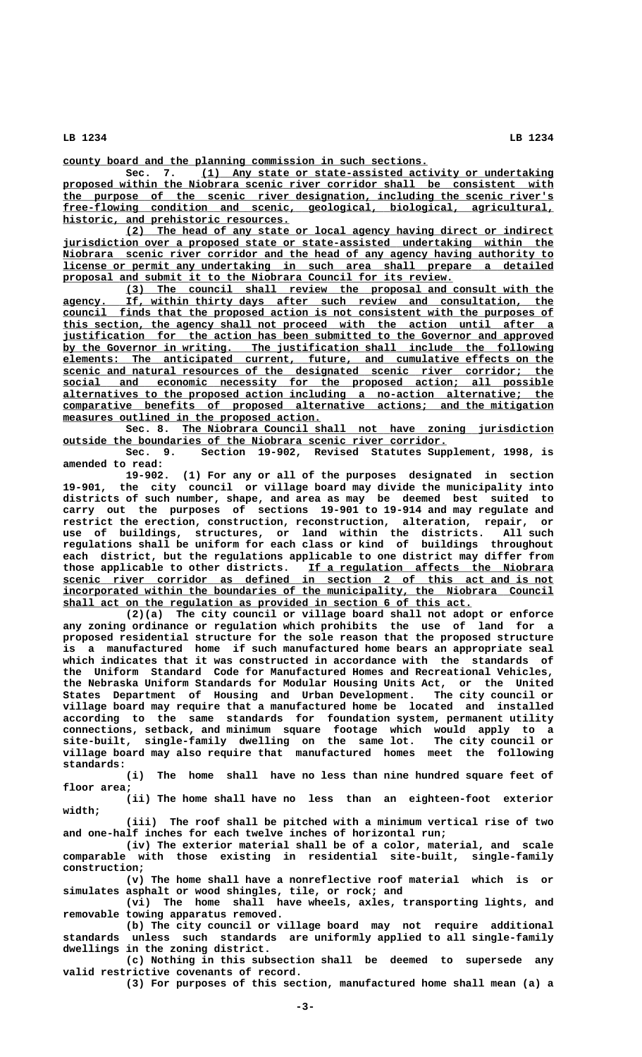county board and the planning commission in such sections.

Sec. 7. (1) Any state or state-assisted activity or undertaking proposed within the Niobrara scenic river corridor shall be consistent with the purpose of the scenic river designation, including the scenic river's free-flowing condition and scenic, geological, biological, agricultural, historic, and prehistoric resources.

(2) The head of any state or local agency having direct or indirect jurisdiction over a proposed state or state-assisted undertaking within the Niobrara scenic river corridor and the head of any agency having authority to license or permit any undertaking in such area shall prepare a detailed proposal and submit it to the Niobrara Council for its review.

(3) The council shall review the proposal and consult with the agency. If, within thirty days after such review and consultation, the council finds that the proposed action is not consistent with the purposes of this section, the agency shall not proceed with the action until after a justification for the action has been submitted to the Governor and approved by the Governor in writing. The justification shall include the following elements: The anticipated current, future, and cumulative effects on the scenic and natural resources of the designated scenic river corridor; the social and economic necessity for the proposed action; all possible alternatives to the proposed action including a no-action alternative; the comparative benefits of proposed alternative actions; and the mitigation measures outlined in the proposed action.

Sec. 8. The Niobrara Council shall not have zoning jurisdiction outside the boundaries of the Niobrara scenic river corridor.

Sec. 9. Section 19-902, Revised Statutes Supplement, 1998, is amended to read:

19-902. (1) For any or all of the purposes designated in section 19-901, the city council or village board may divide the municipality into districts of such number, shape, and area as may be deemed best suited to carry out the purposes of sections 19-901 to 19-914 and may regulate and restrict the erection, construction, reconstruction, alteration, repair, or use of buildings, structures, or land within the districts. All such regulations shall be uniform for each class or kind of buildings throughout each district, but the regulations applicable to one district may differ from those applicable to other districts. If a regulation affects the Niobrara scenic river corridor as defined in section 2 of this act and is not incorporated within the boundaries of the municipality, the Niobrara Council shall act on the regulation as provided in section 6 of this act.

(2)(a) The city council or village board shall not adopt or enforce any zoning ordinance or regulation which prohibits the use of land for a proposed residential structure for the sole reason that the proposed structure is a manufactured home if such manufactured home bears an appropriate seal which indicates that it was constructed in accordance with the standards of the Uniform Standard Code for Manufactured Homes and Recreational Vehicles, the Nebraska Uniform Standards for Modular Housing Units Act, or the United States Department of Housing and Urban Development. The city council or village board may require that a manufactured home be located and installed according to the same standards for foundation system, permanent utility connections, setback, and minimum square footage which would apply to a site-built, single-family dwelling on the same lot. The city council or village board may also require that manufactured homes meet the following standards:

(i) The home shall have no less than nine hundred square feet of floor area;

(ii) The home shall have no less than an eighteen-foot exterior width;

(iii) The roof shall be pitched with a minimum vertical rise of two and one-half inches for each twelve inches of horizontal run;

(iv) The exterior material shall be of a color, material, and scale comparable with those existing in residential site-built, single-family construction;

(v) The home shall have a nonreflective roof material which is or simulates asphalt or wood shingles, tile, or rock; and

(vi) The home shall have wheels, axles, transporting lights, and removable towing apparatus removed.

(b) The city council or village board may not require additional standards unless such standards are uniformly applied to all single-family dwellings in the zoning district.

(c) Nothing in this subsection shall be deemed to supersede any valid restrictive covenants of record.

(3) For purposes of this section, manufactured home shall mean (a) a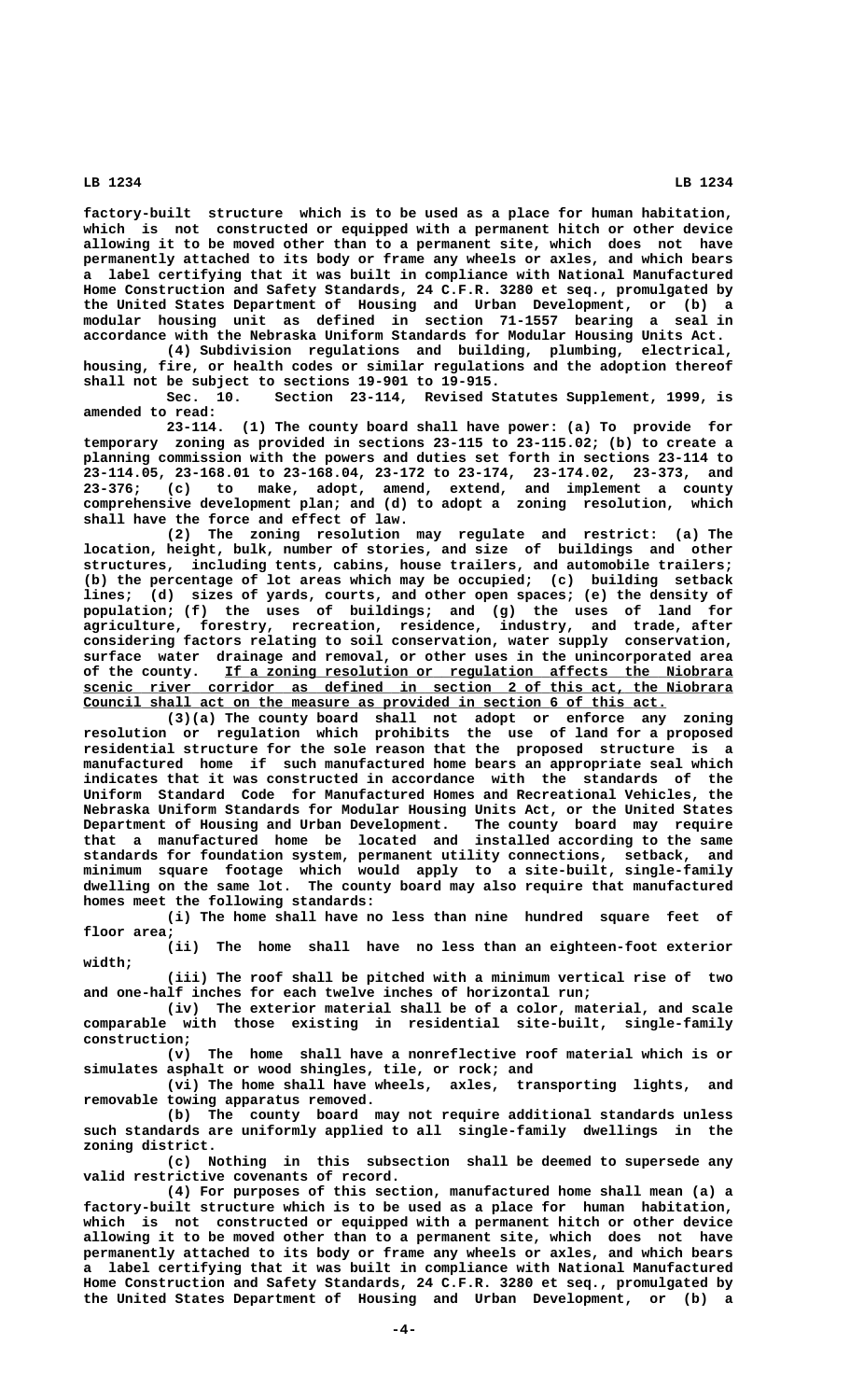factory-built structure which is to be used as a place for human habitation, which is not constructed or equipped with a permanent hitch or other device allowing it to be moved other than to a permanent site, which does not have permanently attached to its body or frame any wheels or axles, and which bears a label certifying that it was built in compliance with National Manufactured Home Construction and Safety Standards, 24 C.F.R. 3280 et seq., promulgated by the United States Department of Housing and Urban Development, or (b) a modular housing unit as defined in section 71-1557 bearing a seal in accordance with the Nebraska Uniform Standards for Modular Housing Units Act.

(4) Subdivision regulations and building, plumbing, electrical, housing, fire, or health codes or similar regulations and the adoption thereof shall not be subject to sections 19-901 to 19-915.

Sec. 10. Section 23-114, Revised Statutes Supplement, 1999, is amended to read:

23-114. (1) The county board shall have power: (a) To provide for temporary zoning as provided in sections 23-115 to 23-115.02; (b) to create a planning commission with the powers and duties set forth in sections 23-114 to 23-114.05, 23-168.01 to 23-168.04, 23-172 to 23-174, 23-174.02, 23-373, and 23-376; (c) to make, adopt, amend, extend, and implement a county comprehensive development plan; and (d) to adopt a zoning resolution, which shall have the force and effect of law.

(2) The zoning resolution may regulate and restrict: (a) The location, height, bulk, number of stories, and size of buildings and other structures, including tents, cabins, house trailers, and automobile trailers; (b) the percentage of lot areas which may be occupied; (c) building setback lines; (d) sizes of yards, courts, and other open spaces; (e) the density of population; (f) the uses of buildings; and (g) the uses of land for agriculture, forestry, recreation, residence, industry, and trade, after considering factors relating to soil conservation, water supply conservation, surface water drainage and removal, or other uses in the unincorporated area of the county. <u>If a zoning resolution or regulation affects the Niobrara scenic river corridor as defined in section 2 of this act, the Niobrara Council shall act on the measure as provided in section 6 of this act.</u>

(3)(a) The county board shall not adopt or enforce any zoning resolution or regulation which prohibits the use of land for a proposed residential structure for the sole reason that the proposed structure is a manufactured home if such manufactured home bears an appropriate seal which indicates that it was constructed in accordance with the standards of the Uniform Standard Code for Manufactured Homes and Recreational Vehicles, the Nebraska Uniform Standards for Modular Housing Units Act, or the United States Department of Housing and Urban Development. The county board may require that a manufactured home be located and installed according to the same standards for foundation system, permanent utility connections, setback, and minimum square footage which would apply to a site-built, single-family dwelling on the same lot. The county board may also require that manufactured homes meet the following standards:

(i) The home shall have no less than nine hundred square feet of floor area;

(ii) The home shall have no less than an eighteen-foot exterior width;

(iii) The roof shall be pitched with a minimum vertical rise of two and one-half inches for each twelve inches of horizontal run;

(iv) The exterior material shall be of a color, material, and scale comparable with those existing in residential site-built, single-family construction;

(v) The home shall have a nonreflective roof material which is or simulates asphalt or wood shingles, tile, or rock; and

(vi) The home shall have wheels, axles, transporting lights, and removable towing apparatus removed.

(b) The county board may not require additional standards unless such standards are uniformly applied to all single-family dwellings in the zoning district.

(c) Nothing in this subsection shall be deemed to supersede any valid restrictive covenants of record.

(4) For purposes of this section, manufactured home shall mean (a) a factory-built structure which is to be used as a place for human habitation, which is not constructed or equipped with a permanent hitch or other device allowing it to be moved other than to a permanent site, which does not have permanently attached to its body or frame any wheels or axles, and which bears a label certifying that it was built in compliance with National Manufactured Home Construction and Safety Standards, 24 C.F.R. 3280 et seq., promulgated by the United States Department of Housing and Urban Development, or (b) a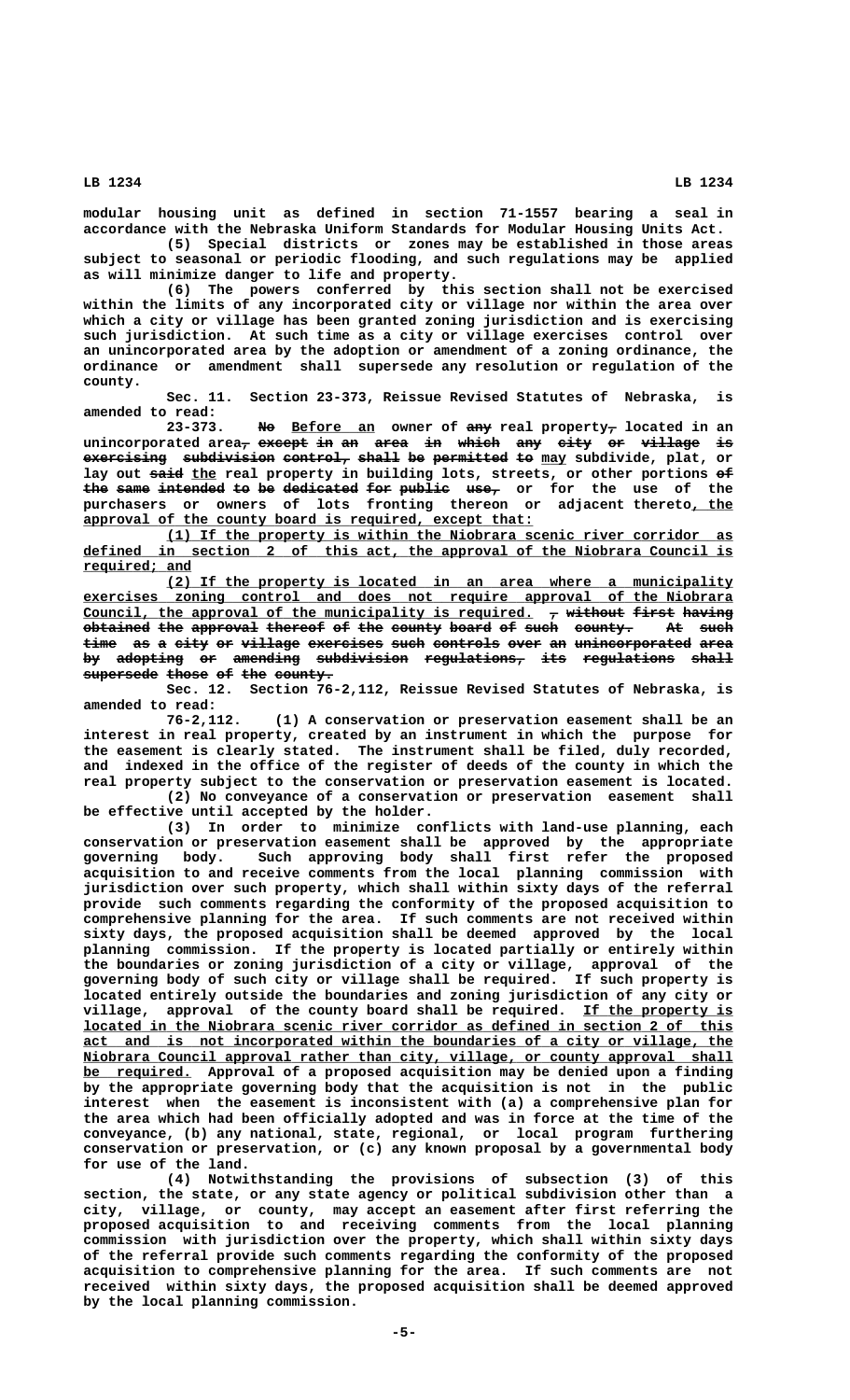modular housing unit as defined in section 71-1557 bearing a seal in accordance with the Nebraska Uniform Standards for Modular Housing Units Act.

(5) Special districts or zones may be established in those areas subject to seasonal or periodic flooding, and such regulations may be applied as will minimize danger to life and property.

(6) The powers conferred by this section shall not be exercised within the limits of any incorporated city or village nor within the area over which a city or village has been granted zoning jurisdiction and is exercising such jurisdiction. At such time as a city or village exercises control over an unincorporated area by the adoption or amendment of a zoning ordinance, the ordinance or amendment shall supersede any resolution or regulation of the county.

Sec. 11. Section 23-373, Reissue Revised Statutes of Nebraska, is amended to read:

23-373. ~~No~~ Before an owner of ~~any~~ real property~~,~~ located in an unincorporated area~~, except in an area in which any city or village is exercising subdivision control, shall be permitted to~~ may subdivide, plat, or lay out ~~said~~ the real property in building lots, streets, or other portions ~~of the same intended to be dedicated for public use,~~ or for the use of the purchasers or owners of lots fronting thereon or adjacent thereto, the approval of the county board is required, except that:

(1) If the property is within the Niobrara scenic river corridor as defined in section 2 of this act, the approval of the Niobrara Council is required; and

(2) If the property is located in an area where a municipality exercises zoning control and does not require approval of the Niobrara Council, the approval of the municipality is required. ~~, without first having obtained the approval thereof of the county board of such county. At such time as a city or village exercises such controls over an unincorporated area by adopting or amending subdivision regulations, its regulations shall supersede those of the county.~~

Sec. 12. Section 76-2,112, Reissue Revised Statutes of Nebraska, is amended to read:

76-2,112. (1) A conservation or preservation easement shall be an interest in real property, created by an instrument in which the purpose for the easement is clearly stated. The instrument shall be filed, duly recorded, and indexed in the office of the register of deeds of the county in which the real property subject to the conservation or preservation easement is located.

(2) No conveyance of a conservation or preservation easement shall be effective until accepted by the holder.

(3) In order to minimize conflicts with land-use planning, each conservation or preservation easement shall be approved by the appropriate governing body. Such approving body shall first refer the proposed acquisition to and receive comments from the local planning commission with jurisdiction over such property, which shall within sixty days of the referral provide such comments regarding the conformity of the proposed acquisition to comprehensive planning for the area. If such comments are not received within sixty days, the proposed acquisition shall be deemed approved by the local planning commission. If the property is located partially or entirely within the boundaries or zoning jurisdiction of a city or village, approval of the governing body of such city or village shall be required. If such property is located entirely outside the boundaries and zoning jurisdiction of any city or village, approval of the county board shall be required. If the property is located in the Niobrara scenic river corridor as defined in section 2 of this act and is not incorporated within the boundaries of a city or village, the Niobrara Council approval rather than city, village, or county approval shall be required. Approval of a proposed acquisition may be denied upon a finding by the appropriate governing body that the acquisition is not in the public interest when the easement is inconsistent with (a) a comprehensive plan for the area which had been officially adopted and was in force at the time of the conveyance, (b) any national, state, regional, or local program furthering conservation or preservation, or (c) any known proposal by a governmental body for use of the land.

(4) Notwithstanding the provisions of subsection (3) of this section, the state, or any state agency or political subdivision other than a city, village, or county, may accept an easement after first referring the proposed acquisition to and receiving comments from the local planning commission with jurisdiction over the property, which shall within sixty days of the referral provide such comments regarding the conformity of the proposed acquisition to comprehensive planning for the area. If such comments are not received within sixty days, the proposed acquisition shall be deemed approved by the local planning commission.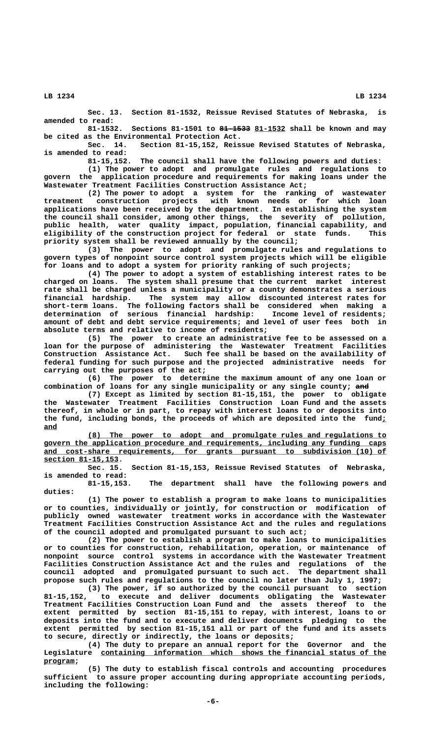Sec. 13. Section 81-1532, Reissue Revised Statutes of Nebraska, is amended to read:

81-1532. Sections 81-1501 to ~~81-1533~~ 81-1532 shall be known and may be cited as the Environmental Protection Act.

Sec. 14. Section 81-15,152, Reissue Revised Statutes of Nebraska, is amended to read:

81-15,152. The council shall have the following powers and duties:

(1) The power to adopt and promulgate rules and regulations to govern the application procedure and requirements for making loans under the Wastewater Treatment Facilities Construction Assistance Act;

(2) The power to adopt a system for the ranking of wastewater treatment construction projects with known needs or for which loan applications have been received by the department. In establishing the system the council shall consider, among other things, the severity of pollution, public health, water quality impact, population, financial capability, and eligibility of the construction project for federal or state funds. This priority system shall be reviewed annually by the council;

(3) The power to adopt and promulgate rules and regulations to govern types of nonpoint source control system projects which will be eligible for loans and to adopt a system for priority ranking of such projects;

(4) The power to adopt a system of establishing interest rates to be charged on loans. The system shall presume that the current market interest rate shall be charged unless a municipality or a county demonstrates a serious financial hardship. The system may allow discounted interest rates for short-term loans. The following factors shall be considered when making a determination of serious financial hardship: Income level of residents; amount of debt and debt service requirements; and level of user fees both in absolute terms and relative to income of residents;

(5) The power to create an administrative fee to be assessed on a loan for the purpose of administering the Wastewater Treatment Facilities Construction Assistance Act. Such fee shall be based on the availability of federal funding for such purpose and the projected administrative needs for carrying out the purposes of the act;

(6) The power to determine the maximum amount of any one loan or combination of loans for any single municipality or any single county; ~~and~~

(7) Except as limited by section 81-15,151, the power to obligate the Wastewater Treatment Facilities Construction Loan Fund and the assets thereof, in whole or in part, to repay with interest loans to or deposits into the fund, including bonds, the proceeds of which are deposited into the fund; and

(8) The power to adopt and promulgate rules and regulations to govern the application procedure and requirements, including any funding caps and cost-share requirements, for grants pursuant to subdivision (10) of section 81-15,153.

Sec. 15. Section 81-15,153, Reissue Revised Statutes of Nebraska, is amended to read:

81-15,153. The department shall have the following powers and duties:

(1) The power to establish a program to make loans to municipalities or to counties, individually or jointly, for construction or modification of publicly owned wastewater treatment works in accordance with the Wastewater Treatment Facilities Construction Assistance Act and the rules and regulations of the council adopted and promulgated pursuant to such act;

(2) The power to establish a program to make loans to municipalities or to counties for construction, rehabilitation, operation, or maintenance of nonpoint source control systems in accordance with the Wastewater Treatment Facilities Construction Assistance Act and the rules and regulations of the council adopted and promulgated pursuant to such act. The department shall propose such rules and regulations to the council no later than July 1, 1997;

(3) The power, if so authorized by the council pursuant to section 81-15,152, to execute and deliver documents obligating the Wastewater Treatment Facilities Construction Loan Fund and the assets thereof to the extent permitted by section 81-15,151 to repay, with interest, loans to or deposits into the fund and to execute and deliver documents pledging to the extent permitted by section 81-15,151 all or part of the fund and its assets to secure, directly or indirectly, the loans or deposits;

(4) The duty to prepare an annual report for the Governor and the Legislature containing information which shows the financial status of the program;

(5) The duty to establish fiscal controls and accounting procedures sufficient to assure proper accounting during appropriate accounting periods, including the following: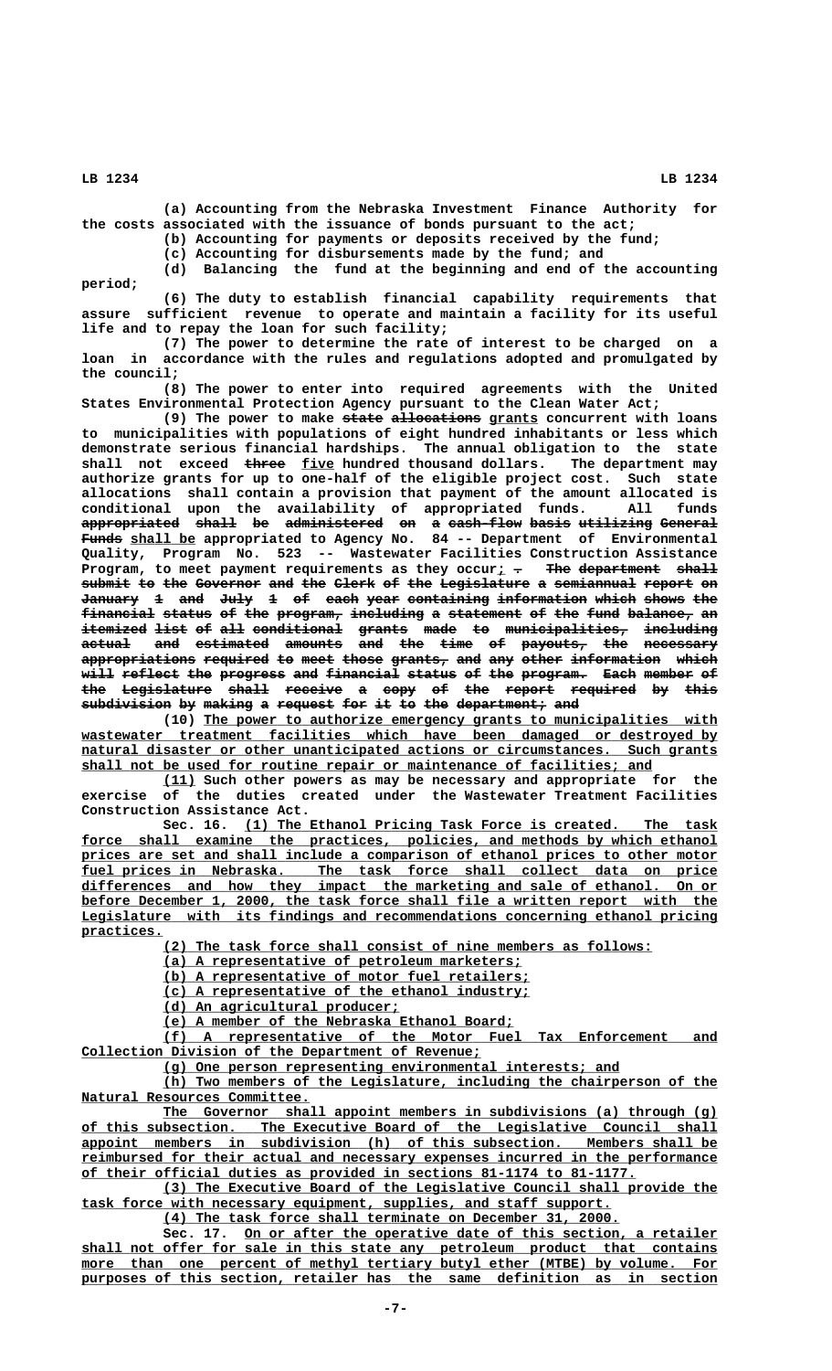(a) Accounting from the Nebraska Investment Finance Authority for the costs associated with the issuance of bonds pursuant to the act;

(b) Accounting for payments or deposits received by the fund;

(c) Accounting for disbursements made by the fund; and

(d) Balancing the fund at the beginning and end of the accounting period;

(6) The duty to establish financial capability requirements that assure sufficient revenue to operate and maintain a facility for its useful life and to repay the loan for such facility;

(7) The power to determine the rate of interest to be charged on a loan in accordance with the rules and regulations adopted and promulgated by the council;

(8) The power to enter into required agreements with the United States Environmental Protection Agency pursuant to the Clean Water Act;

(9) The power to make ~~state allocations~~ grants concurrent with loans to municipalities with populations of eight hundred inhabitants or less which demonstrate serious financial hardships. The annual obligation to the state shall not exceed ~~three~~ five hundred thousand dollars. The department may authorize grants for up to one-half of the eligible project cost. Such state allocations shall contain a provision that payment of the amount allocated is conditional upon the availability of appropriated funds. All funds ~~appropriated shall be administered on a cash-flow basis utilizing General Funds~~ shall be appropriated to Agency No. 84 -- Department of Environmental Quality, Program No. 523 -- Wastewater Facilities Construction Assistance Program, to meet payment requirements as they occur; ~~. The department shall submit to the Governor and the Clerk of the Legislature a semiannual report on January 1 and July 1 of each year containing information which shows the financial status of the program, including a statement of the fund balance, an itemized list of all conditional grants made to municipalities, including actual and estimated amounts and the time of payouts, the necessary appropriations required to meet those grants, and any other information which will reflect the progress and financial status of the program. Each member of the Legislature shall receive a copy of the report required by this subdivision by making a request for it to the department; and~~

(10) The power to authorize emergency grants to municipalities with wastewater treatment facilities which have been damaged or destroyed by natural disaster or other unanticipated actions or circumstances. Such grants shall not be used for routine repair or maintenance of facilities; and

(11) Such other powers as may be necessary and appropriate for the exercise of the duties created under the Wastewater Treatment Facilities Construction Assistance Act.

Sec. 16. (1) The Ethanol Pricing Task Force is created. The task force shall examine the practices, policies, and methods by which ethanol prices are set and shall include a comparison of ethanol prices to other motor fuel prices in Nebraska. The task force shall collect data on price differences and how they impact the marketing and sale of ethanol. On or before December 1, 2000, the task force shall file a written report with the Legislature with its findings and recommendations concerning ethanol pricing practices.

(2) The task force shall consist of nine members as follows:

(a) A representative of petroleum marketers;

(b) A representative of motor fuel retailers;

(c) A representative of the ethanol industry;

(d) An agricultural producer;

(e) A member of the Nebraska Ethanol Board;

(f) A representative of the Motor Fuel Tax Enforcement and Collection Division of the Department of Revenue;

(g) One person representing environmental interests; and

(h) Two members of the Legislature, including the chairperson of the Natural Resources Committee.

The Governor shall appoint members in subdivisions (a) through (g) of this subsection. The Executive Board of the Legislative Council shall appoint members in subdivision (h) of this subsection. Members shall be reimbursed for their actual and necessary expenses incurred in the performance of their official duties as provided in sections 81-1174 to 81-1177.

(3) The Executive Board of the Legislative Council shall provide the task force with necessary equipment, supplies, and staff support.

(4) The task force shall terminate on December 31, 2000.

Sec. 17. On or after the operative date of this section, a retailer shall not offer for sale in this state any petroleum product that contains more than one percent of methyl tertiary butyl ether (MTBE) by volume. For purposes of this section, retailer has the same definition as in section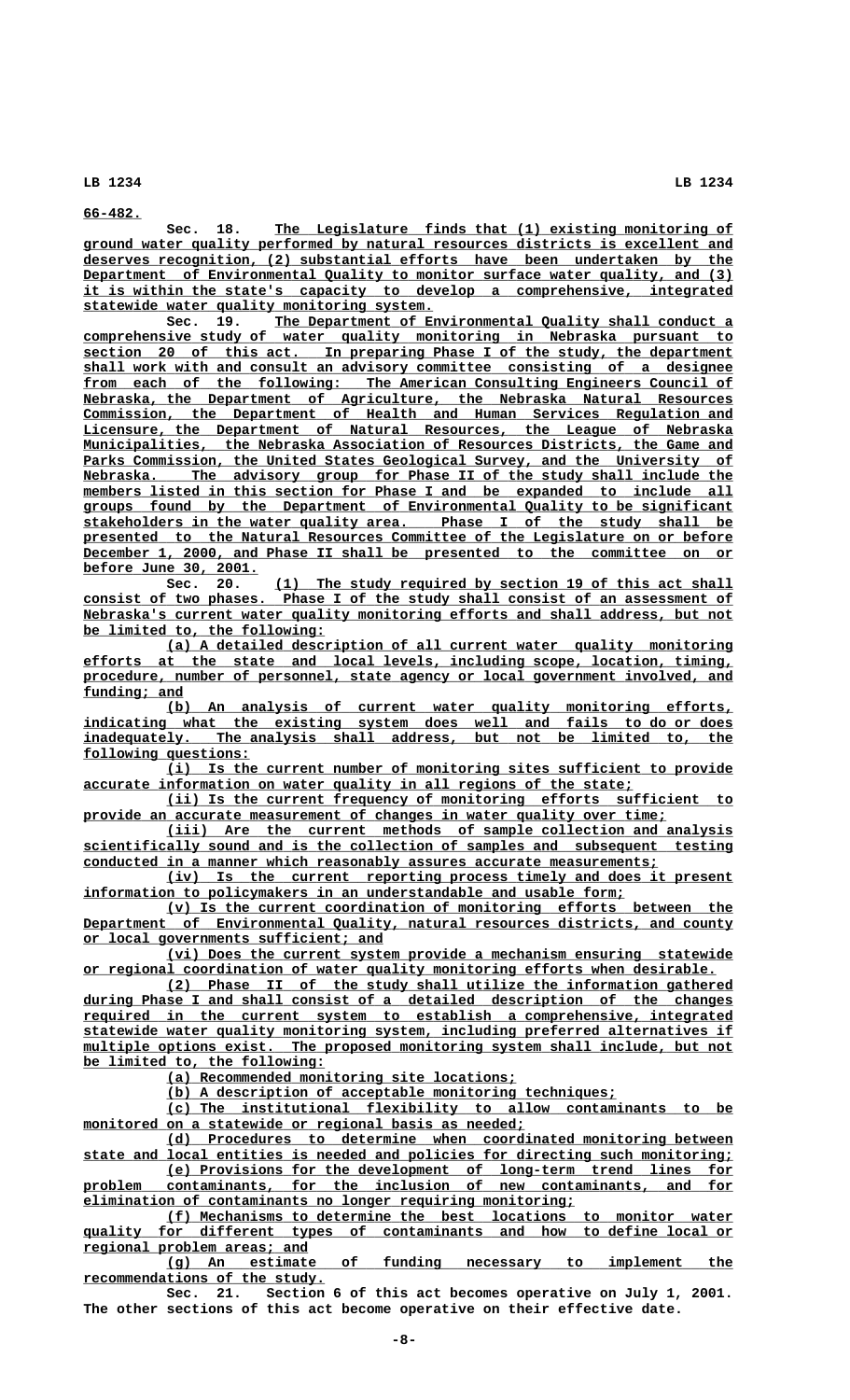66-482.

Sec. 18. The Legislature finds that (1) existing monitoring of ground water quality performed by natural resources districts is excellent and deserves recognition, (2) substantial efforts have been undertaken by the Department of Environmental Quality to monitor surface water quality, and (3) it is within the state's capacity to develop a comprehensive, integrated statewide water quality monitoring system.

Sec. 19. The Department of Environmental Quality shall conduct a comprehensive study of water quality monitoring in Nebraska pursuant to section 20 of this act. In preparing Phase I of the study, the department shall work with and consult an advisory committee consisting of a designee from each of the following: The American Consulting Engineers Council of Nebraska, the Department of Agriculture, the Nebraska Natural Resources Commission, the Department of Health and Human Services Regulation and Licensure, the Department of Natural Resources, the League of Nebraska Municipalities, the Nebraska Association of Resources Districts, the Game and Parks Commission, the United States Geological Survey, and the University of Nebraska. The advisory group for Phase II of the study shall include the members listed in this section for Phase I and be expanded to include all groups found by the Department of Environmental Quality to be significant stakeholders in the water quality area. Phase I of the study shall be presented to the Natural Resources Committee of the Legislature on or before December 1, 2000, and Phase II shall be presented to the committee on or before June 30, 2001.

Sec. 20. (1) The study required by section 19 of this act shall consist of two phases. Phase I of the study shall consist of an assessment of Nebraska's current water quality monitoring efforts and shall address, but not be limited to, the following:

(a) A detailed description of all current water quality monitoring efforts at the state and local levels, including scope, location, timing, procedure, number of personnel, state agency or local government involved, and funding; and

(b) An analysis of current water quality monitoring efforts, indicating what the existing system does well and fails to do or does inadequately. The analysis shall address, but not be limited to, the following questions:

(i) Is the current number of monitoring sites sufficient to provide accurate information on water quality in all regions of the state;

(ii) Is the current frequency of monitoring efforts sufficient to provide an accurate measurement of changes in water quality over time;

(iii) Are the current methods of sample collection and analysis scientifically sound and is the collection of samples and subsequent testing conducted in a manner which reasonably assures accurate measurements;

(iv) Is the current reporting process timely and does it present information to policymakers in an understandable and usable form;

(v) Is the current coordination of monitoring efforts between the Department of Environmental Quality, natural resources districts, and county or local governments sufficient; and

(vi) Does the current system provide a mechanism ensuring statewide or regional coordination of water quality monitoring efforts when desirable.

(2) Phase II of the study shall utilize the information gathered during Phase I and shall consist of a detailed description of the changes required in the current system to establish a comprehensive, integrated statewide water quality monitoring system, including preferred alternatives if multiple options exist. The proposed monitoring system shall include, but not be limited to, the following:

(a) Recommended monitoring site locations;

(b) A description of acceptable monitoring techniques;

(c) The institutional flexibility to allow contaminants to be monitored on a statewide or regional basis as needed;

(d) Procedures to determine when coordinated monitoring between state and local entities is needed and policies for directing such monitoring;

(e) Provisions for the development of long-term trend lines for problem contaminants, for the inclusion of new contaminants, and for elimination of contaminants no longer requiring monitoring;

(f) Mechanisms to determine the best locations to monitor water quality for different types of contaminants and how to define local or regional problem areas; and

(g) An estimate of funding necessary to implement the recommendations of the study.

Sec. 21. Section 6 of this act becomes operative on July 1, 2001. The other sections of this act become operative on their effective date.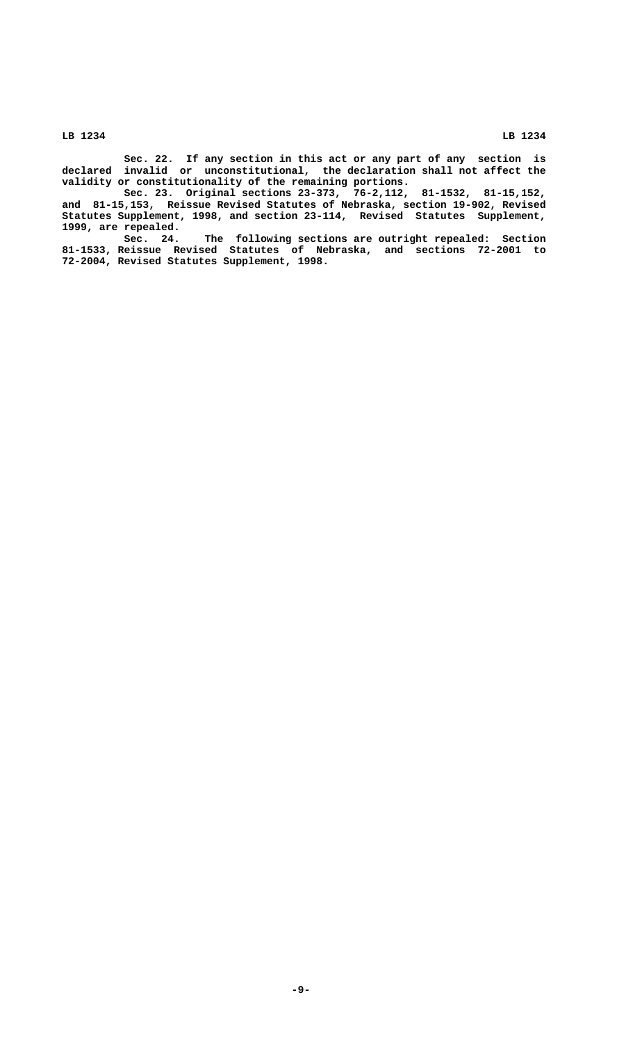Sec. 22. If any section in this act or any part of any section is declared invalid or unconstitutional, the declaration shall not affect the validity or constitutionality of the remaining portions.

Sec. 23. Original sections 23-373, 76-2,112, 81-1532, 81-15,152, and 81-15,153, Reissue Revised Statutes of Nebraska, section 19-902, Revised Statutes Supplement, 1998, and section 23-114, Revised Statutes Supplement, 1999, are repealed.

Sec. 24. The following sections are outright repealed: Section 81-1533, Reissue Revised Statutes of Nebraska, and sections 72-2001 to 72-2004, Revised Statutes Supplement, 1998.